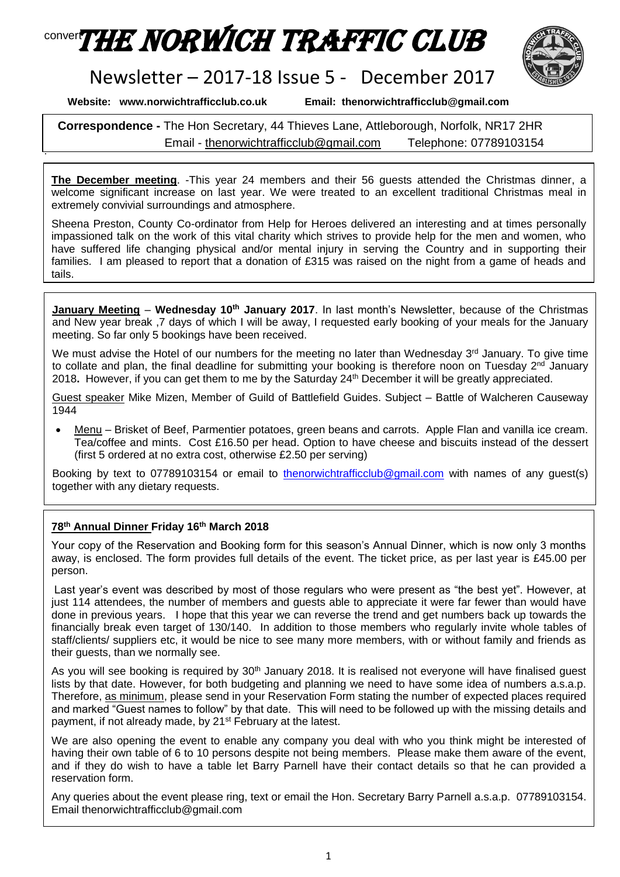convert

# THE NORWICH TRAFFIC CLUB

## Newsletter – 2017-18 Issue 5 - December 2017

**Website: www.norwichtrafficclub.co.uk** **Email: thenorwichtrafficclub@gmail.com**

**Correspondence -** The Hon Secretary, 44 Thieves Lane, Attleborough, Norfolk, NR17 2HR
Email - thenorwichtrafficclub@gmail.com Telephone: 07789103154

**The December meeting**. -This year 24 members and their 56 guests attended the Christmas dinner, a welcome significant increase on last year. We were treated to an excellent traditional Christmas meal in extremely convivial surroundings and atmosphere.

Sheena Preston, County Co-ordinator from Help for Heroes delivered an interesting and at times personally impassioned talk on the work of this vital charity which strives to provide help for the men and women, who have suffered life changing physical and/or mental injury in serving the Country and in supporting their families. I am pleased to report that a donation of £315 was raised on the night from a game of heads and tails.

**January Meeting** – **Wednesday 10th January 2017**. In last month's Newsletter, because of the Christmas and New year break ,7 days of which I will be away, I requested early booking of your meals for the January meeting. So far only 5 bookings have been received.

We must advise the Hotel of our numbers for the meeting no later than Wednesday 3rd January. To give time to collate and plan, the final deadline for submitting your booking is therefore noon on Tuesday 2nd January 2018**.** However, if you can get them to me by the Saturday 24th December it will be greatly appreciated.

Guest speaker Mike Mizen, Member of Guild of Battlefield Guides. Subject – Battle of Walcheren Causeway 1944

- Menu – Brisket of Beef, Parmentier potatoes, green beans and carrots. Apple Flan and vanilla ice cream. Tea/coffee and mints. Cost £16.50 per head. Option to have cheese and biscuits instead of the dessert (first 5 ordered at no extra cost, otherwise £2.50 per serving)

Booking by text to 07789103154 or email to thenorwichtrafficclub@gmail.com with names of any guest(s) together with any dietary requests.

**78th Annual Dinner Friday 16th March 2018**

Your copy of the Reservation and Booking form for this season's Annual Dinner, which is now only 3 months away, is enclosed. The form provides full details of the event. The ticket price, as per last year is £45.00 per person.

Last year's event was described by most of those regulars who were present as "the best yet". However, at just 114 attendees, the number of members and guests able to appreciate it were far fewer than would have done in previous years. I hope that this year we can reverse the trend and get numbers back up towards the financially break even target of 130/140. In addition to those members who regularly invite whole tables of staff/clients/ suppliers etc, it would be nice to see many more members, with or without family and friends as their guests, than we normally see.

As you will see booking is required by 30th January 2018. It is realised not everyone will have finalised guest lists by that date. However, for both budgeting and planning we need to have some idea of numbers a.s.a.p. Therefore, as minimum, please send in your Reservation Form stating the number of expected places required and marked "Guest names to follow" by that date. This will need to be followed up with the missing details and payment, if not already made, by 21st February at the latest.

We are also opening the event to enable any company you deal with who you think might be interested of having their own table of 6 to 10 persons despite not being members. Please make them aware of the event, and if they do wish to have a table let Barry Parnell have their contact details so that he can provided a reservation form.

Any queries about the event please ring, text or email the Hon. Secretary Barry Parnell a.s.a.p. 07789103154. Email thenorwichtrafficclub@gmail.com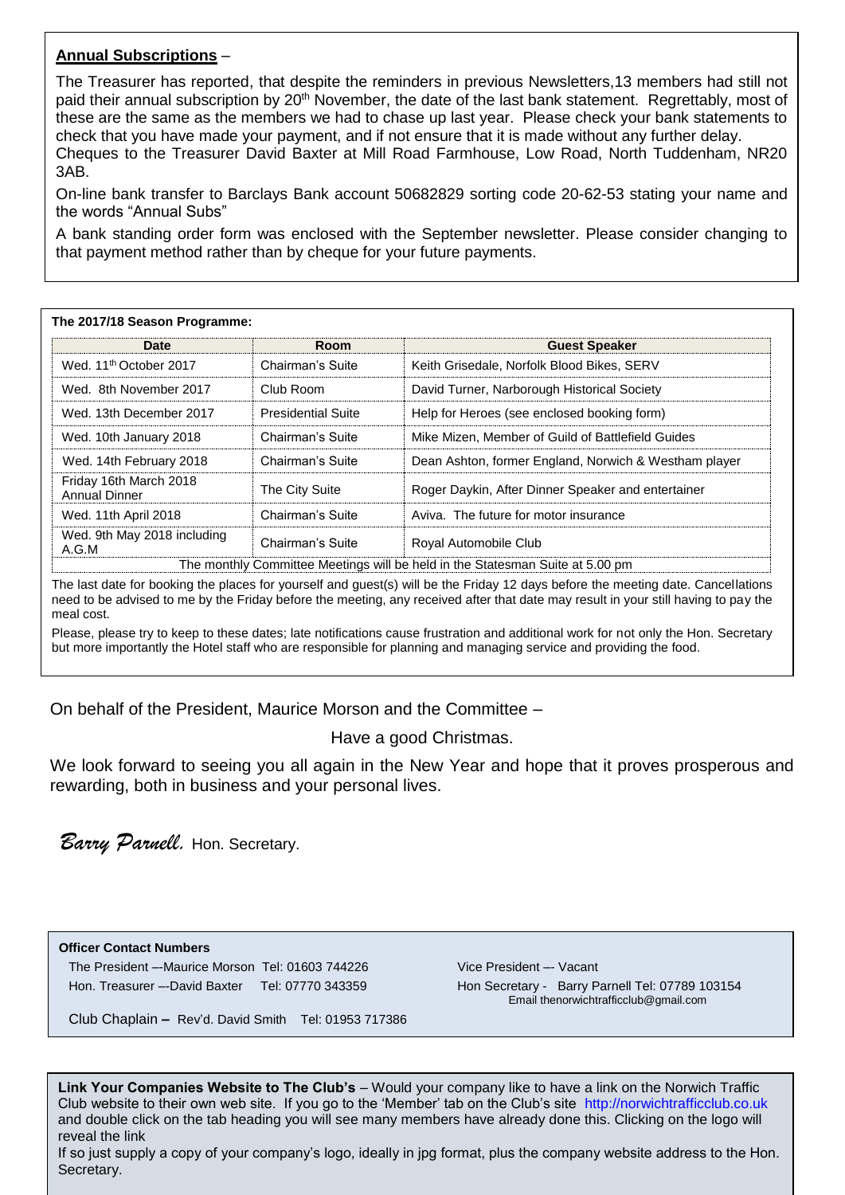**Annual Subscriptions** –

The Treasurer has reported, that despite the reminders in previous Newsletters,13 members had still not paid their annual subscription by 20th November, the date of the last bank statement. Regrettably, most of these are the same as the members we had to chase up last year. Please check your bank statements to check that you have made your payment, and if not ensure that it is made without any further delay.
Cheques to the Treasurer David Baxter at Mill Road Farmhouse, Low Road, North Tuddenham, NR20 3AB.

On-line bank transfer to Barclays Bank account 50682829 sorting code 20-62-53 stating your name and the words "Annual Subs"

A bank standing order form was enclosed with the September newsletter. Please consider changing to that payment method rather than by cheque for your future payments.

**The 2017/18 Season Programme:**

| Date | Room | Guest Speaker |
|---|---|---|
| Wed. 11th October 2017 | Chairman's Suite | Keith Grisedale, Norfolk Blood Bikes, SERV |
| Wed. 8th November 2017 | Club Room | David Turner, Narborough Historical Society |
| Wed. 13th December 2017 | Presidential Suite | Help for Heroes (see enclosed booking form) |
| Wed. 10th January 2018 | Chairman's Suite | Mike Mizen, Member of Guild of Battlefield Guides |
| Wed. 14th February 2018 | Chairman's Suite | Dean Ashton, former England, Norwich & Westham player |
| Friday 16th March 2018 Annual Dinner | The City Suite | Roger Daykin, After Dinner Speaker and entertainer |
| Wed. 11th April 2018 | Chairman's Suite | Aviva. The future for motor insurance |
| Wed. 9th May 2018 including A.G.M | Chairman's Suite | Royal Automobile Club |

The monthly Committee Meetings will be held in the Statesman Suite at 5.00 pm

The last date for booking the places for yourself and guest(s) will be the Friday 12 days before the meeting date. Cancellations need to be advised to me by the Friday before the meeting, any received after that date may result in your still having to pay the meal cost.

Please, please try to keep to these dates; late notifications cause frustration and additional work for not only the Hon. Secretary but more importantly the Hotel staff who are responsible for planning and managing service and providing the food.

On behalf of the President, Maurice Morson and the Committee –

Have a good Christmas.

We look forward to seeing you all again in the New Year and hope that it proves prosperous and rewarding, both in business and your personal lives.

*Barry Parnell.* Hon. Secretary.

**Officer Contact Numbers**

The President –-Maurice Morson Tel: 01603 744226

Hon. Treasurer –-David Baxter Tel: 07770 343359

Club Chaplain – Rev'd. David Smith Tel: 01953 717386

Vice President –- Vacant

Hon Secretary - Barry Parnell Tel: 07789 103154
Email thenorwichtrafficclub@gmail.com

**Link Your Companies Website to The Club's** – Would your company like to have a link on the Norwich Traffic Club website to their own web site. If you go to the 'Member' tab on the Club's site http://norwichtrafficclub.co.uk and double click on the tab heading you will see many members have already done this. Clicking on the logo will reveal the link
If so just supply a copy of your company's logo, ideally in jpg format, plus the company website address to the Hon. Secretary.